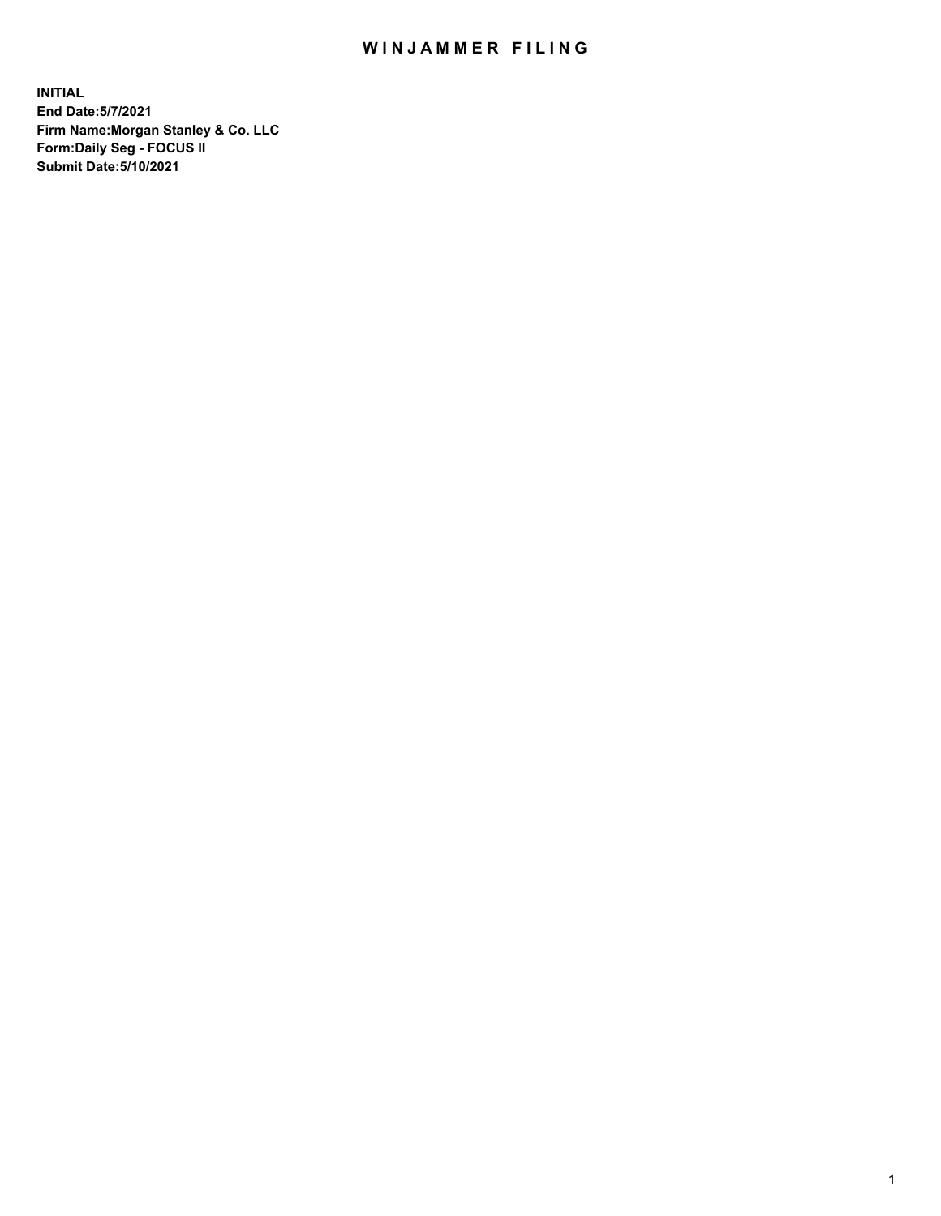# WINJAMMER FILING

**INITIAL**
**End Date:5/7/2021**
**Firm Name:Morgan Stanley & Co. LLC**
**Form:Daily Seg - FOCUS II**
**Submit Date:5/10/2021**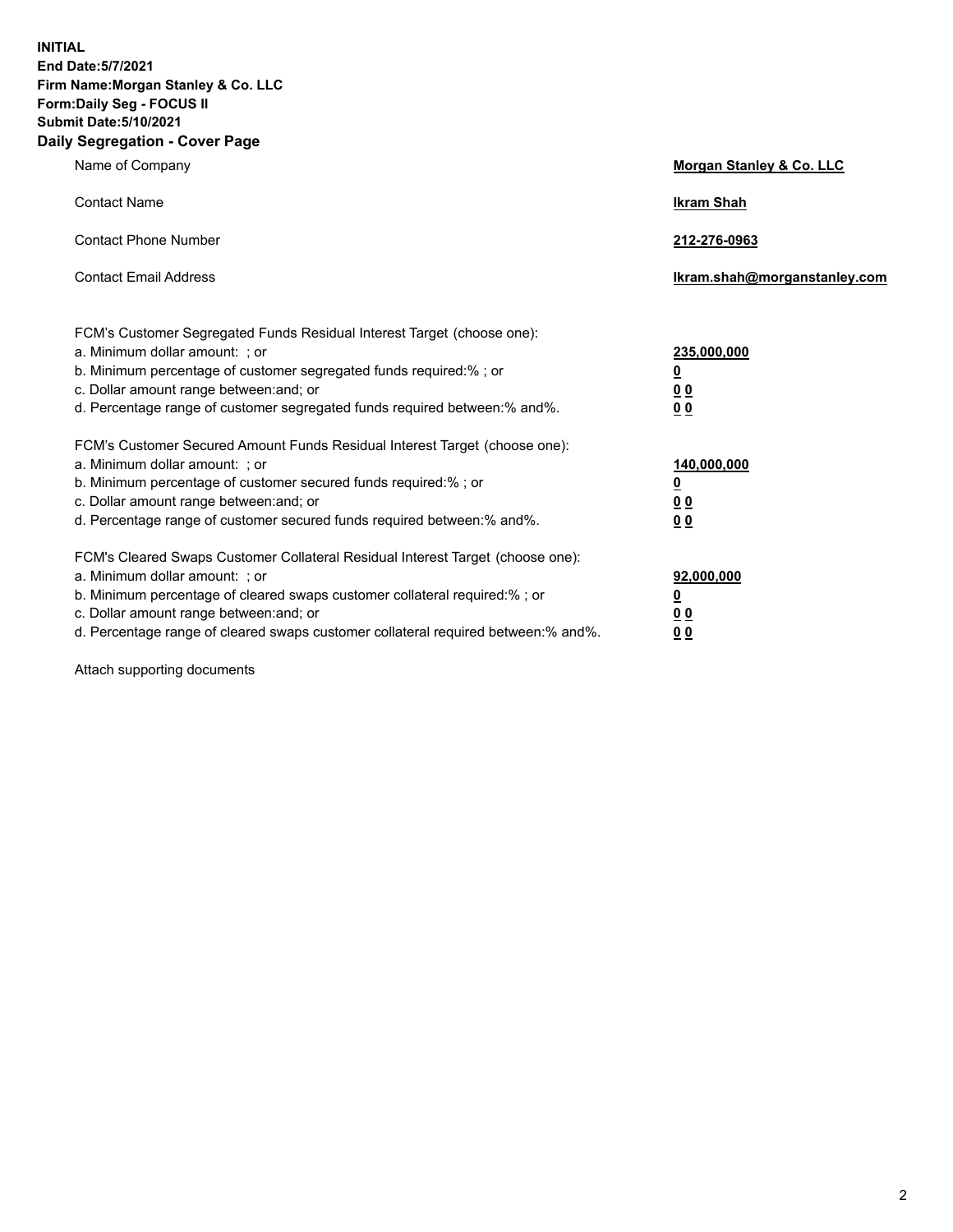**INITIAL**
**End Date:5/7/2021**
**Firm Name:Morgan Stanley & Co. LLC**
**Form:Daily Seg - FOCUS II**
**Submit Date:5/10/2021**

## Daily Segregation - Cover Page

| | |
|---|---|
| Name of Company | **Morgan Stanley & Co. LLC** |
| Contact Name | **Ikram Shah** |
| Contact Phone Number | **212-276-0963** |
| Contact Email Address | **Ikram.shah@morganstanley.com** |

| | |
|---|---|
| FCM's Customer Segregated Funds Residual Interest Target (choose one): | |
| a. Minimum dollar amount: ; or | **235,000,000** |
| b. Minimum percentage of customer segregated funds required:% ; or | **0** |
| c. Dollar amount range between:and; or | **0 0** |
| d. Percentage range of customer segregated funds required between:% and%. | **0 0** |
| FCM's Customer Secured Amount Funds Residual Interest Target (choose one): | |
| a. Minimum dollar amount: ; or | **140,000,000** |
| b. Minimum percentage of customer secured funds required:% ; or | **0** |
| c. Dollar amount range between:and; or | **0 0** |
| d. Percentage range of customer secured funds required between:% and%. | **0 0** |
| FCM's Cleared Swaps Customer Collateral Residual Interest Target (choose one): | |
| a. Minimum dollar amount: ; or | **92,000,000** |
| b. Minimum percentage of cleared swaps customer collateral required:% ; or | **0** |
| c. Dollar amount range between:and; or | **0 0** |
| d. Percentage range of cleared swaps customer collateral required between:% and%. | **0 0** |

Attach supporting documents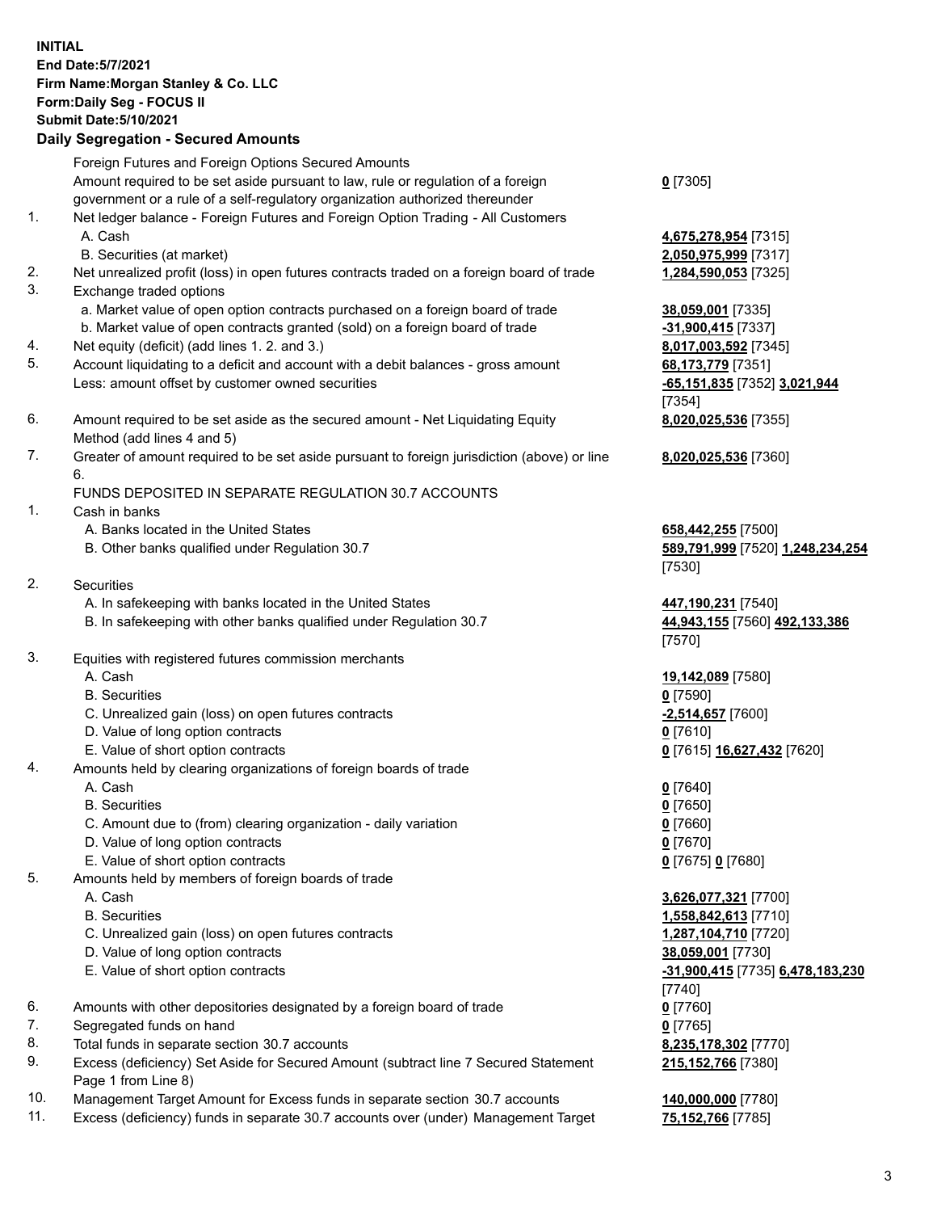**INITIAL**
**End Date:5/7/2021**
**Firm Name:Morgan Stanley & Co. LLC**
**Form:Daily Seg - FOCUS II**
**Submit Date:5/10/2021**

## Daily Segregation - Secured Amounts

| | | |
|---|---|---|
| | Foreign Futures and Foreign Options Secured Amounts | |
| | Amount required to be set aside pursuant to law, rule or regulation of a foreign government or a rule of a self-regulatory organization authorized thereunder | **0** [7305] |
| 1. | Net ledger balance - Foreign Futures and Foreign Option Trading - All Customers | |
| | A. Cash | **4,675,278,954** [7315] |
| | B. Securities (at market) | **2,050,975,999** [7317] |
| 2. | Net unrealized profit (loss) in open futures contracts traded on a foreign board of trade | **1,284,590,053** [7325] |
| 3. | Exchange traded options | |
| | a. Market value of open option contracts purchased on a foreign board of trade | **38,059,001** [7335] |
| | b. Market value of open contracts granted (sold) on a foreign board of trade | **-31,900,415** [7337] |
| 4. | Net equity (deficit) (add lines 1. 2. and 3.) | **8,017,003,592** [7345] |
| 5. | Account liquidating to a deficit and account with a debit balances - gross amount | **68,173,779** [7351] |
| | Less: amount offset by customer owned securities | **-65,151,835** [7352] **3,021,944** [7354] |
| 6. | Amount required to be set aside as the secured amount - Net Liquidating Equity Method (add lines 4 and 5) | **8,020,025,536** [7355] |
| 7. | Greater of amount required to be set aside pursuant to foreign jurisdiction (above) or line 6. | **8,020,025,536** [7360] |
| | FUNDS DEPOSITED IN SEPARATE REGULATION 30.7 ACCOUNTS | |
| 1. | Cash in banks | |
| | A. Banks located in the United States | **658,442,255** [7500] |
| | B. Other banks qualified under Regulation 30.7 | **589,791,999** [7520] **1,248,234,254** [7530] |
| 2. | Securities | |
| | A. In safekeeping with banks located in the United States | **447,190,231** [7540] |
| | B. In safekeeping with other banks qualified under Regulation 30.7 | **44,943,155** [7560] **492,133,386** [7570] |
| 3. | Equities with registered futures commission merchants | |
| | A. Cash | **19,142,089** [7580] |
| | B. Securities | **0** [7590] |
| | C. Unrealized gain (loss) on open futures contracts | **-2,514,657** [7600] |
| | D. Value of long option contracts | **0** [7610] |
| | E. Value of short option contracts | **0** [7615] **16,627,432** [7620] |
| 4. | Amounts held by clearing organizations of foreign boards of trade | |
| | A. Cash | **0** [7640] |
| | B. Securities | **0** [7650] |
| | C. Amount due to (from) clearing organization - daily variation | **0** [7660] |
| | D. Value of long option contracts | **0** [7670] |
| | E. Value of short option contracts | **0** [7675] **0** [7680] |
| 5. | Amounts held by members of foreign boards of trade | |
| | A. Cash | **3,626,077,321** [7700] |
| | B. Securities | **1,558,842,613** [7710] |
| | C. Unrealized gain (loss) on open futures contracts | **1,287,104,710** [7720] |
| | D. Value of long option contracts | **38,059,001** [7730] |
| | E. Value of short option contracts | **-31,900,415** [7735] **6,478,183,230** [7740] |
| 6. | Amounts with other depositories designated by a foreign board of trade | **0** [7760] |
| 7. | Segregated funds on hand | **0** [7765] |
| 8. | Total funds in separate section 30.7 accounts | **8,235,178,302** [7770] |
| 9. | Excess (deficiency) Set Aside for Secured Amount (subtract line 7 Secured Statement Page 1 from Line 8) | **215,152,766** [7380] |
| 10. | Management Target Amount for Excess funds in separate section 30.7 accounts | **140,000,000** [7780] |
| 11. | Excess (deficiency) funds in separate 30.7 accounts over (under) Management Target | **75,152,766** [7785] |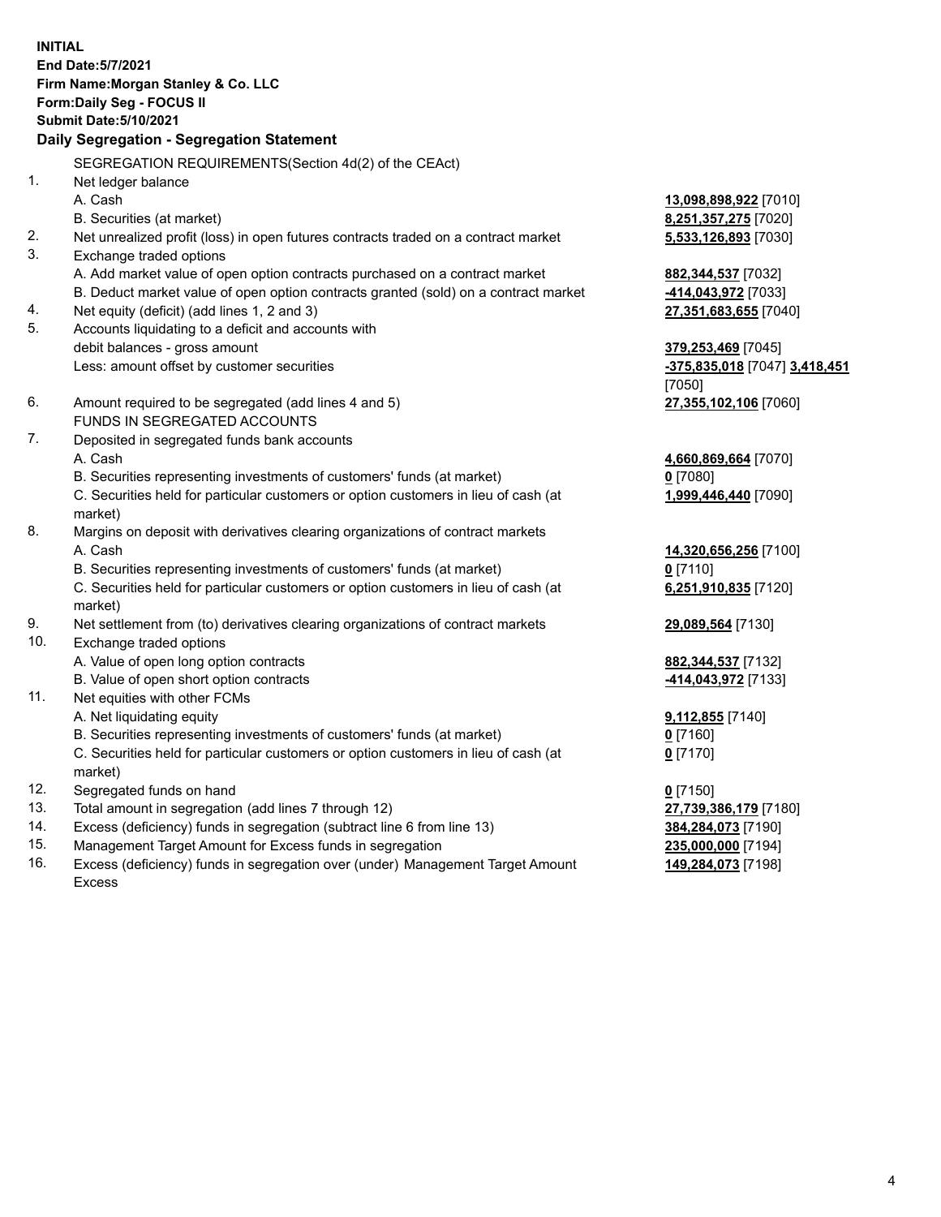**INITIAL**
**End Date:5/7/2021**
**Firm Name:Morgan Stanley & Co. LLC**
**Form:Daily Seg - FOCUS II**
**Submit Date:5/10/2021**

## Daily Segregation - Segregation Statement

| | | |
|---|---|---|
| | SEGREGATION REQUIREMENTS(Section 4d(2) of the CEAct) | |
| 1. | Net ledger balance | |
| | A. Cash | **13,098,898,922** [7010] |
| | B. Securities (at market) | **8,251,357,275** [7020] |
| 2. | Net unrealized profit (loss) in open futures contracts traded on a contract market | **5,533,126,893** [7030] |
| 3. | Exchange traded options | |
| | A. Add market value of open option contracts purchased on a contract market | **882,344,537** [7032] |
| | B. Deduct market value of open option contracts granted (sold) on a contract market | **-414,043,972** [7033] |
| 4. | Net equity (deficit) (add lines 1, 2 and 3) | **27,351,683,655** [7040] |
| 5. | Accounts liquidating to a deficit and accounts with debit balances - gross amount | **379,253,469** [7045] |
| | Less: amount offset by customer securities | **-375,835,018** [7047] **3,418,451** [7050] |
| 6. | Amount required to be segregated (add lines 4 and 5) | **27,355,102,106** [7060] |
| | FUNDS IN SEGREGATED ACCOUNTS | |
| 7. | Deposited in segregated funds bank accounts | |
| | A. Cash | **4,660,869,664** [7070] |
| | B. Securities representing investments of customers' funds (at market) | **0** [7080] |
| | C. Securities held for particular customers or option customers in lieu of cash (at market) | **1,999,446,440** [7090] |
| 8. | Margins on deposit with derivatives clearing organizations of contract markets | |
| | A. Cash | **14,320,656,256** [7100] |
| | B. Securities representing investments of customers' funds (at market) | **0** [7110] |
| | C. Securities held for particular customers or option customers in lieu of cash (at market) | **6,251,910,835** [7120] |
| 9. | Net settlement from (to) derivatives clearing organizations of contract markets | **29,089,564** [7130] |
| 10. | Exchange traded options | |
| | A. Value of open long option contracts | **882,344,537** [7132] |
| | B. Value of open short option contracts | **-414,043,972** [7133] |
| 11. | Net equities with other FCMs | |
| | A. Net liquidating equity | **9,112,855** [7140] |
| | B. Securities representing investments of customers' funds (at market) | **0** [7160] |
| | C. Securities held for particular customers or option customers in lieu of cash (at market) | **0** [7170] |
| 12. | Segregated funds on hand | **0** [7150] |
| 13. | Total amount in segregation (add lines 7 through 12) | **27,739,386,179** [7180] |
| 14. | Excess (deficiency) funds in segregation (subtract line 6 from line 13) | **384,284,073** [7190] |
| 15. | Management Target Amount for Excess funds in segregation | **235,000,000** [7194] |
| 16. | Excess (deficiency) funds in segregation over (under) Management Target Amount Excess | **149,284,073** [7198] |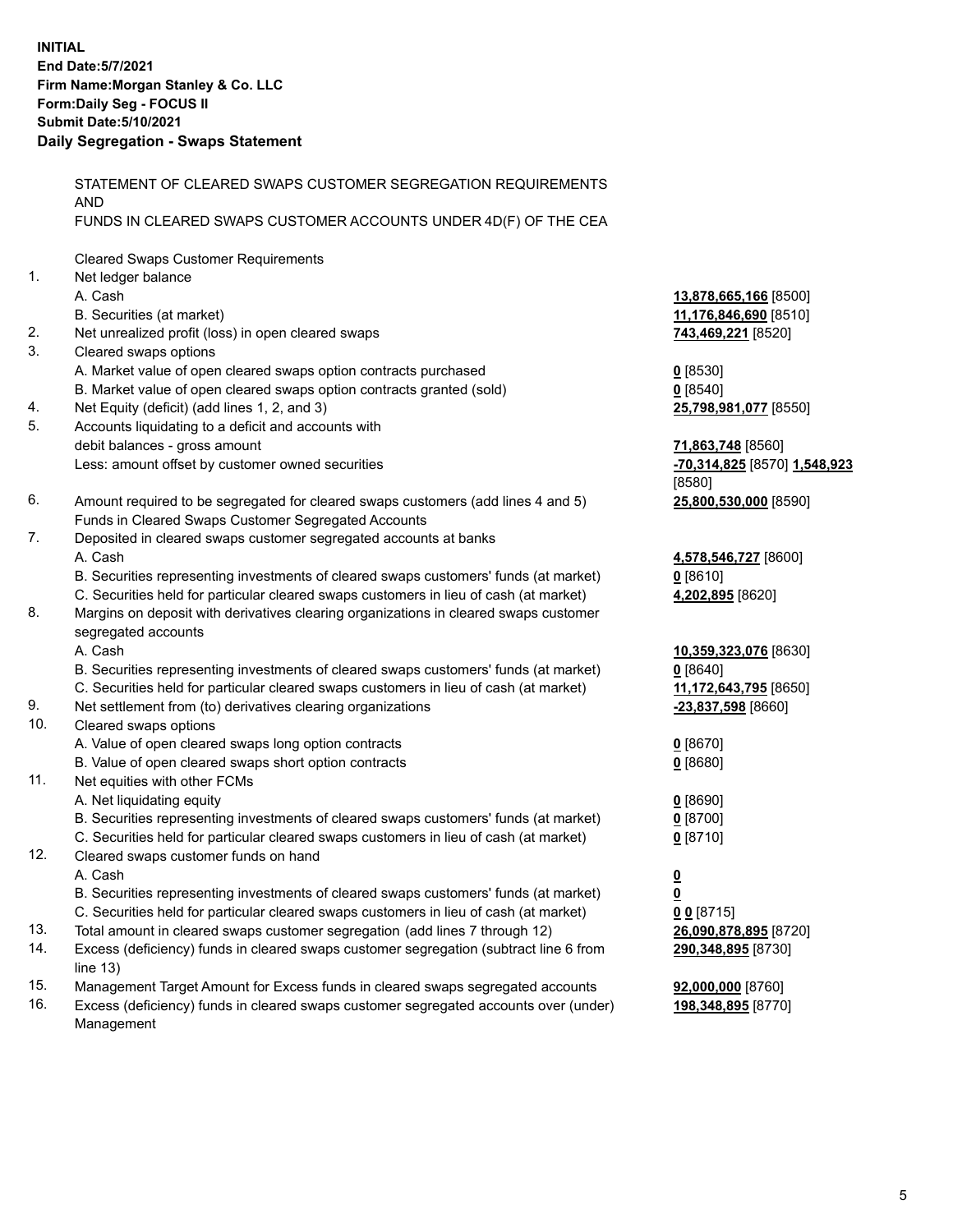**INITIAL**
**End Date:5/7/2021**
**Firm Name:Morgan Stanley & Co. LLC**
**Form:Daily Seg - FOCUS II**
**Submit Date:5/10/2021**
**Daily Segregation - Swaps Statement**

STATEMENT OF CLEARED SWAPS CUSTOMER SEGREGATION REQUIREMENTS AND
FUNDS IN CLEARED SWAPS CUSTOMER ACCOUNTS UNDER 4D(F) OF THE CEA

| | | |
|---|---|---|
| | Cleared Swaps Customer Requirements | |
| 1. | Net ledger balance | |
| | A. Cash | **13,878,665,166** [8500] |
| | B. Securities (at market) | **11,176,846,690** [8510] |
| 2. | Net unrealized profit (loss) in open cleared swaps | **743,469,221** [8520] |
| 3. | Cleared swaps options | |
| | A. Market value of open cleared swaps option contracts purchased | **0** [8530] |
| | B. Market value of open cleared swaps option contracts granted (sold) | **0** [8540] |
| 4. | Net Equity (deficit) (add lines 1, 2, and 3) | **25,798,981,077** [8550] |
| 5. | Accounts liquidating to a deficit and accounts with debit balances - gross amount | **71,863,748** [8560] |
| | Less: amount offset by customer owned securities | **-70,314,825** [8570] **1,548,923** [8580] |
| 6. | Amount required to be segregated for cleared swaps customers (add lines 4 and 5) | **25,800,530,000** [8590] |
| | Funds in Cleared Swaps Customer Segregated Accounts | |
| 7. | Deposited in cleared swaps customer segregated accounts at banks | |
| | A. Cash | **4,578,546,727** [8600] |
| | B. Securities representing investments of cleared swaps customers' funds (at market) | **0** [8610] |
| | C. Securities held for particular cleared swaps customers in lieu of cash (at market) | **4,202,895** [8620] |
| 8. | Margins on deposit with derivatives clearing organizations in cleared swaps customer segregated accounts | |
| | A. Cash | **10,359,323,076** [8630] |
| | B. Securities representing investments of cleared swaps customers' funds (at market) | **0** [8640] |
| | C. Securities held for particular cleared swaps customers in lieu of cash (at market) | **11,172,643,795** [8650] |
| 9. | Net settlement from (to) derivatives clearing organizations | **-23,837,598** [8660] |
| 10. | Cleared swaps options | |
| | A. Value of open cleared swaps long option contracts | **0** [8670] |
| | B. Value of open cleared swaps short option contracts | **0** [8680] |
| 11. | Net equities with other FCMs | |
| | A. Net liquidating equity | **0** [8690] |
| | B. Securities representing investments of cleared swaps customers' funds (at market) | **0** [8700] |
| | C. Securities held for particular cleared swaps customers in lieu of cash (at market) | **0** [8710] |
| 12. | Cleared swaps customer funds on hand | |
| | A. Cash | **0** |
| | B. Securities representing investments of cleared swaps customers' funds (at market) | **0** |
| | C. Securities held for particular cleared swaps customers in lieu of cash (at market) | **0** **0** [8715] |
| 13. | Total amount in cleared swaps customer segregation (add lines 7 through 12) | **26,090,878,895** [8720] |
| 14. | Excess (deficiency) funds in cleared swaps customer segregation (subtract line 6 from line 13) | **290,348,895** [8730] |
| 15. | Management Target Amount for Excess funds in cleared swaps segregated accounts | **92,000,000** [8760] |
| 16. | Excess (deficiency) funds in cleared swaps customer segregated accounts over (under) Management | **198,348,895** [8770] |